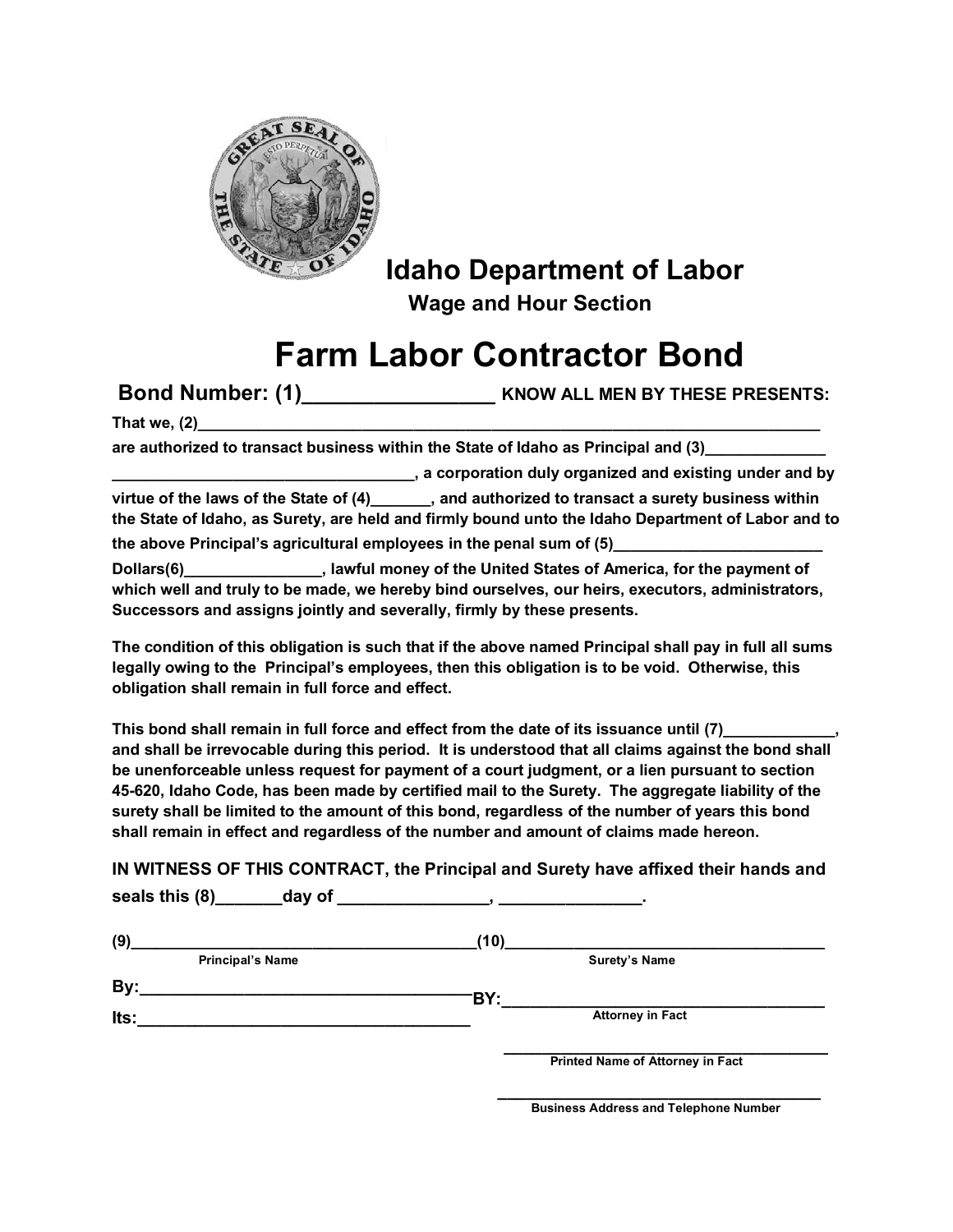# Idaho Department of Labor

## Wage and Hour Section

# Farm Labor Contractor Bond

**Bond Number: (1)_________________ KNOW ALL MEN BY THESE PRESENTS:**

**That we, (2)_________________________________________________________________________ are authorized to transact business within the State of Idaho as Principal and (3)_____________ __________________________________, a corporation duly organized and existing under and by virtue of the laws of the State of (4)_______, and authorized to transact a surety business within the State of Idaho, as Surety, are held and firmly bound unto the Idaho Department of Labor and to the above Principal's agricultural employees in the penal sum of (5)________________________ Dollars(6)_______________, lawful money of the United States of America, for the payment of which well and truly to be made, we hereby bind ourselves, our heirs, executors, administrators, Successors and assigns jointly and severally, firmly by these presents.**

**The condition of this obligation is such that if the above named Principal shall pay in full all sums legally owing to the Principal's employees, then this obligation is to be void. Otherwise, this obligation shall remain in full force and effect.**

**This bond shall remain in full force and effect from the date of its issuance until (7)____________, and shall be irrevocable during this period. It is understood that all claims against the bond shall be unenforceable unless request for payment of a court judgment, or a lien pursuant to section 45-620, Idaho Code, has been made by certified mail to the Surety. The aggregate liability of the surety shall be limited to the amount of this bond, regardless of the number of years this bond shall remain in effect and regardless of the number and amount of claims made hereon.**

**IN WITNESS OF THIS CONTRACT, the Principal and Surety have affixed their hands and seals this (8)_______day of ________________, _______________.**

(9)_______________________________________
**Principal's Name**

**By:**___________________________________

**Its:**___________________________________

(10)_____________________________________
**Surety's Name**

**BY:**___________________________________
**Attorney in Fact**

_________________________________________
**Printed Name of Attorney in Fact**

_________________________________________
**Business Address and Telephone Number**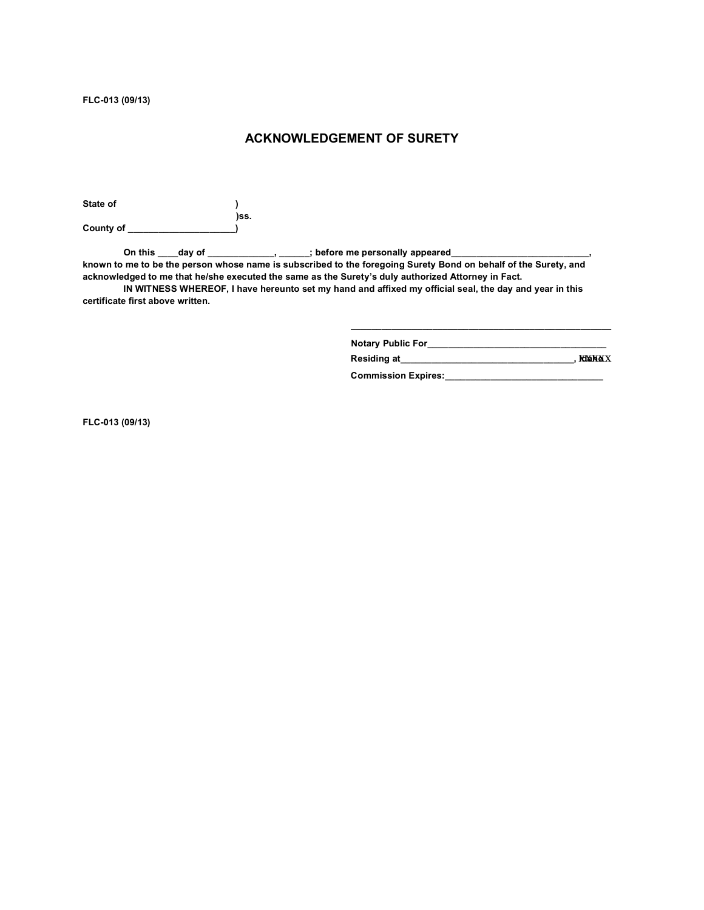**FLC-013 (09/13)**

## ACKNOWLEDGEMENT OF SURETY

**State of )**
**)ss.**
**County of ____________________)**

**On this ____day of _____________, ______; before me personally appeared___________________________, known to me to be the person whose name is subscribed to the foregoing Surety Bond on behalf of the Surety, and acknowledged to me that he/she executed the same as the Surety's duly authorized Attorney in Fact.**

**IN WITNESS WHEREOF, I have hereunto set my hand and affixed my official seal, the day and year in this certificate first above written.**

**_________________________________________________**

**Notary Public For___________________________________**

**Residing at_________________________________, Idaho**

**Commission Expires:______________________________**

**FLC-013 (09/13)**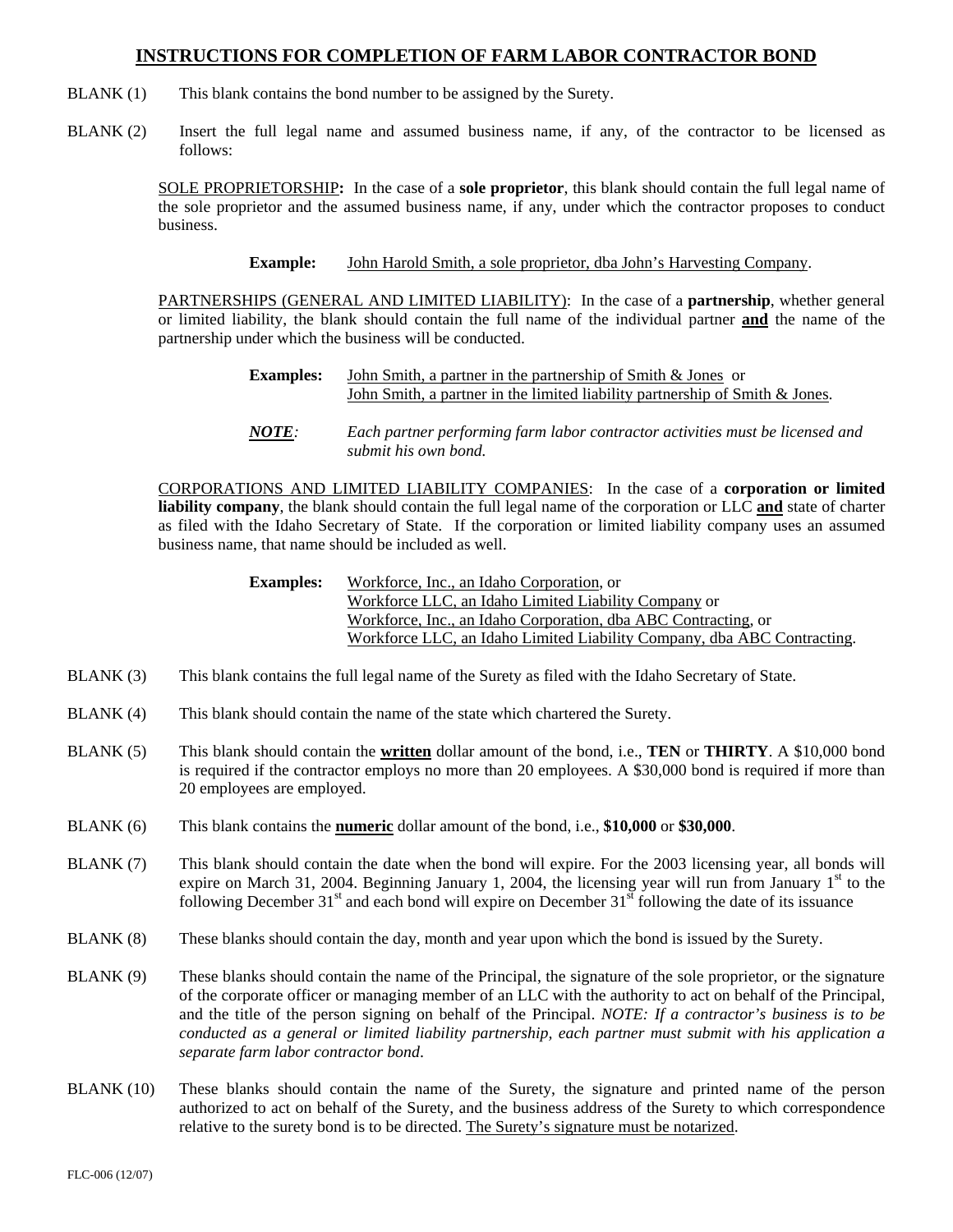# INSTRUCTIONS FOR COMPLETION OF FARM LABOR CONTRACTOR BOND

BLANK (1) This blank contains the bond number to be assigned by the Surety.

BLANK (2) Insert the full legal name and assumed business name, if any, of the contractor to be licensed as follows:

SOLE PROPRIETORSHIP**:** In the case of a **sole proprietor**, this blank should contain the full legal name of the sole proprietor and the assumed business name, if any, under which the contractor proposes to conduct business.

**Example:** John Harold Smith, a sole proprietor, dba John's Harvesting Company.

PARTNERSHIPS (GENERAL AND LIMITED LIABILITY): In the case of a **partnership**, whether general or limited liability, the blank should contain the full name of the individual partner **and** the name of the partnership under which the business will be conducted.

**Examples:** John Smith, a partner in the partnership of Smith & Jones or
John Smith, a partner in the limited liability partnership of Smith & Jones.

***NOTE:*** *Each partner performing farm labor contractor activities must be licensed and submit his own bond.*

CORPORATIONS AND LIMITED LIABILITY COMPANIES: In the case of a **corporation or limited liability company**, the blank should contain the full legal name of the corporation or LLC **and** state of charter as filed with the Idaho Secretary of State. If the corporation or limited liability company uses an assumed business name, that name should be included as well.

**Examples:** Workforce, Inc., an Idaho Corporation, or
Workforce LLC, an Idaho Limited Liability Company or
Workforce, Inc., an Idaho Corporation, dba ABC Contracting, or
Workforce LLC, an Idaho Limited Liability Company, dba ABC Contracting.

BLANK (3) This blank contains the full legal name of the Surety as filed with the Idaho Secretary of State.

BLANK (4) This blank should contain the name of the state which chartered the Surety.

BLANK (5) This blank should contain the **written** dollar amount of the bond, i.e., **TEN** or **THIRTY**. A $10,000 bond is required if the contractor employs no more than 20 employees. A $30,000 bond is required if more than 20 employees are employed.

BLANK (6) This blank contains the **numeric** dollar amount of the bond, i.e., **$10,000** or **$30,000**.

BLANK (7) This blank should contain the date when the bond will expire. For the 2003 licensing year, all bonds will expire on March 31, 2004. Beginning January 1, 2004, the licensing year will run from January 1st to the following December 31st and each bond will expire on December 31st following the date of its issuance

BLANK (8) These blanks should contain the day, month and year upon which the bond is issued by the Surety.

BLANK (9) These blanks should contain the name of the Principal, the signature of the sole proprietor, or the signature of the corporate officer or managing member of an LLC with the authority to act on behalf of the Principal, and the title of the person signing on behalf of the Principal. *NOTE: If a contractor's business is to be conducted as a general or limited liability partnership, each partner must submit with his application a separate farm labor contractor bond*.

BLANK (10) These blanks should contain the name of the Surety, the signature and printed name of the person authorized to act on behalf of the Surety, and the business address of the Surety to which correspondence relative to the surety bond is to be directed. The Surety's signature must be notarized.

FLC-006 (12/07)